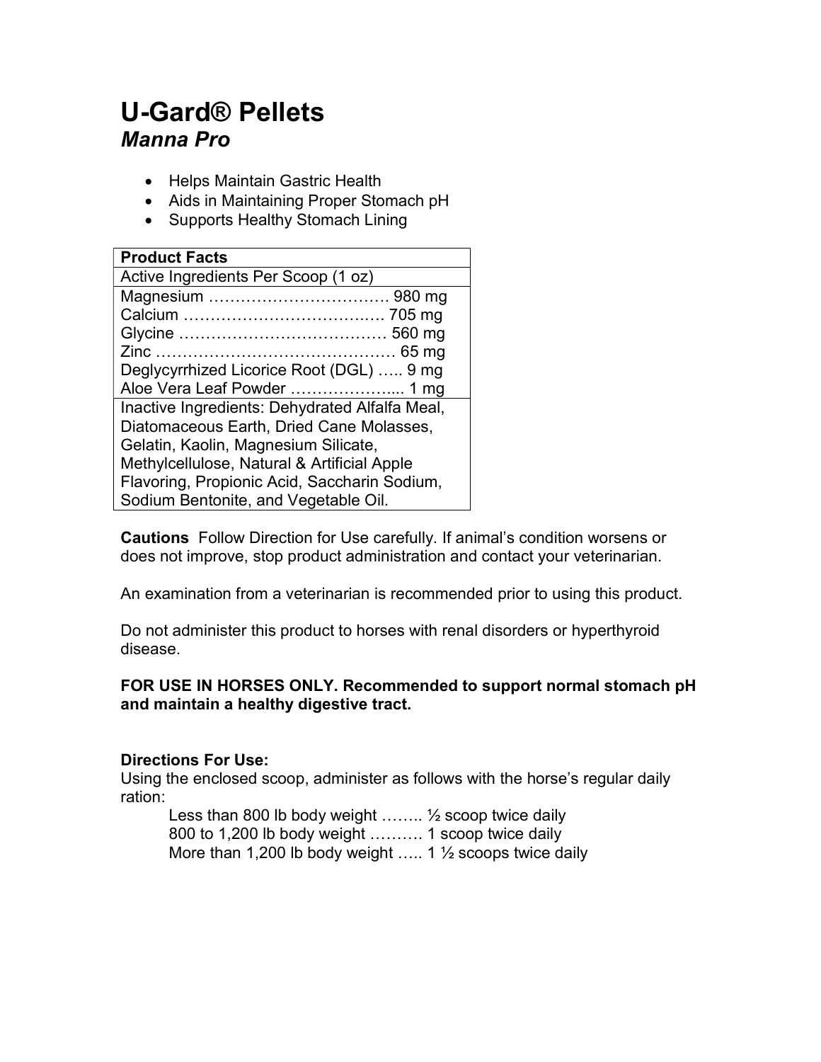# U-Gard® Pellets

## *Manna Pro*

- Helps Maintain Gastric Health
- Aids in Maintaining Proper Stomach pH
- Supports Healthy Stomach Lining

| **Product Facts** | |
|---|---|
| Active Ingredients Per Scoop (1 oz) | |
| Magnesium | 980 mg |
| Calcium | 705 mg |
| Glycine | 560 mg |
| Zinc | 65 mg |
| Deglycyrrhized Licorice Root (DGL) | 9 mg |
| Aloe Vera Leaf Powder | 1 mg |
| Inactive Ingredients: Dehydrated Alfalfa Meal, Diatomaceous Earth, Dried Cane Molasses, Gelatin, Kaolin, Magnesium Silicate, Methylcellulose, Natural & Artificial Apple Flavoring, Propionic Acid, Saccharin Sodium, Sodium Bentonite, and Vegetable Oil. | |

**Cautions** Follow Direction for Use carefully. If animal's condition worsens or does not improve, stop product administration and contact your veterinarian.

An examination from a veterinarian is recommended prior to using this product.

Do not administer this product to horses with renal disorders or hyperthyroid disease.

**FOR USE IN HORSES ONLY. Recommended to support normal stomach pH and maintain a healthy digestive tract.**

**Directions For Use:**
Using the enclosed scoop, administer as follows with the horse's regular daily ration:

Less than 800 lb body weight …….. ½ scoop twice daily
800 to 1,200 lb body weight ………. 1 scoop twice daily
More than 1,200 lb body weight ….. 1 ½ scoops twice daily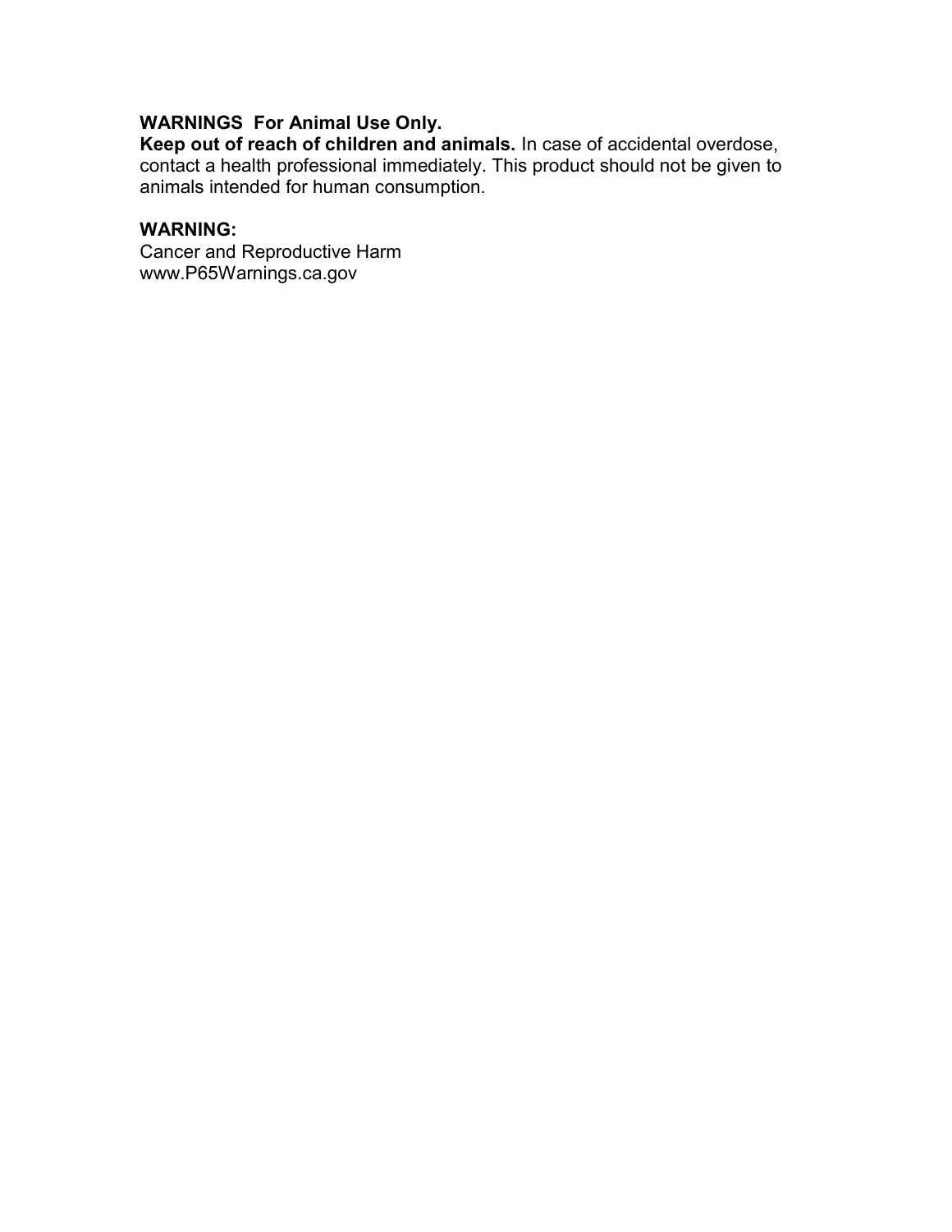**WARNINGS  For Animal Use Only.**

**Keep out of reach of children and animals.** In case of accidental overdose, contact a health professional immediately. This product should not be given to animals intended for human consumption.

**WARNING:**

Cancer and Reproductive Harm
www.P65Warnings.ca.gov